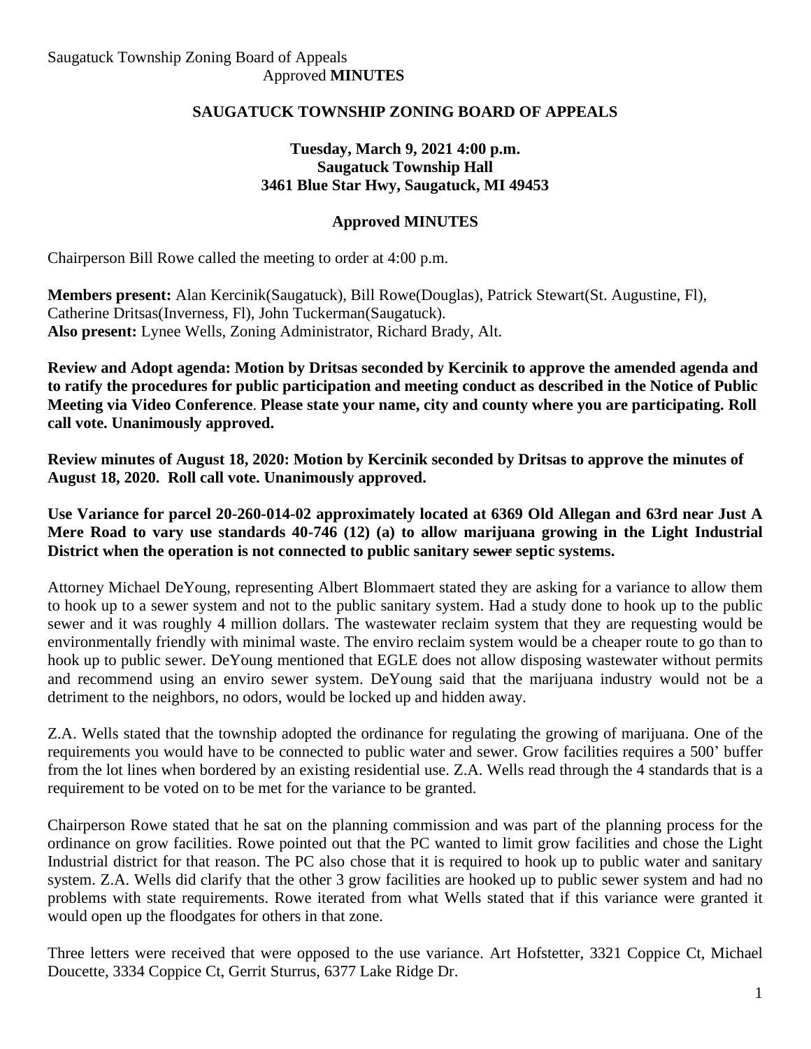Saugatuck Township Zoning Board of Appeals
Approved **MINUTES**

## SAUGATUCK TOWNSHIP ZONING BOARD OF APPEALS

**Tuesday, March 9, 2021 4:00 p.m.**
**Saugatuck Township Hall**
**3461 Blue Star Hwy, Saugatuck, MI 49453**

**Approved MINUTES**

Chairperson Bill Rowe called the meeting to order at 4:00 p.m.

**Members present:** Alan Kercinik(Saugatuck), Bill Rowe(Douglas), Patrick Stewart(St. Augustine, Fl), Catherine Dritsas(Inverness, Fl), John Tuckerman(Saugatuck).
**Also present:** Lynee Wells, Zoning Administrator, Richard Brady, Alt.

**Review and Adopt agenda: Motion by Dritsas seconded by Kercinik to approve the amended agenda and to ratify the procedures for public participation and meeting conduct as described in the Notice of Public Meeting via Video Conference. Please state your name, city and county where you are participating. Roll call vote. Unanimously approved.**

**Review minutes of August 18, 2020: Motion by Kercinik seconded by Dritsas to approve the minutes of August 18, 2020. Roll call vote. Unanimously approved.**

**Use Variance for parcel 20-260-014-02 approximately located at 6369 Old Allegan and 63rd near Just A Mere Road to vary use standards 40-746 (12) (a) to allow marijuana growing in the Light Industrial District when the operation is not connected to public sanitary ~~sewer~~ septic systems.**

Attorney Michael DeYoung, representing Albert Blommaert stated they are asking for a variance to allow them to hook up to a sewer system and not to the public sanitary system. Had a study done to hook up to the public sewer and it was roughly 4 million dollars. The wastewater reclaim system that they are requesting would be environmentally friendly with minimal waste. The enviro reclaim system would be a cheaper route to go than to hook up to public sewer. DeYoung mentioned that EGLE does not allow disposing wastewater without permits and recommend using an enviro sewer system. DeYoung said that the marijuana industry would not be a detriment to the neighbors, no odors, would be locked up and hidden away.

Z.A. Wells stated that the township adopted the ordinance for regulating the growing of marijuana. One of the requirements you would have to be connected to public water and sewer. Grow facilities requires a 500' buffer from the lot lines when bordered by an existing residential use. Z.A. Wells read through the 4 standards that is a requirement to be voted on to be met for the variance to be granted.

Chairperson Rowe stated that he sat on the planning commission and was part of the planning process for the ordinance on grow facilities. Rowe pointed out that the PC wanted to limit grow facilities and chose the Light Industrial district for that reason. The PC also chose that it is required to hook up to public water and sanitary system. Z.A. Wells did clarify that the other 3 grow facilities are hooked up to public sewer system and had no problems with state requirements. Rowe iterated from what Wells stated that if this variance were granted it would open up the floodgates for others in that zone.

Three letters were received that were opposed to the use variance. Art Hofstetter, 3321 Coppice Ct, Michael Doucette, 3334 Coppice Ct, Gerrit Sturrus, 6377 Lake Ridge Dr.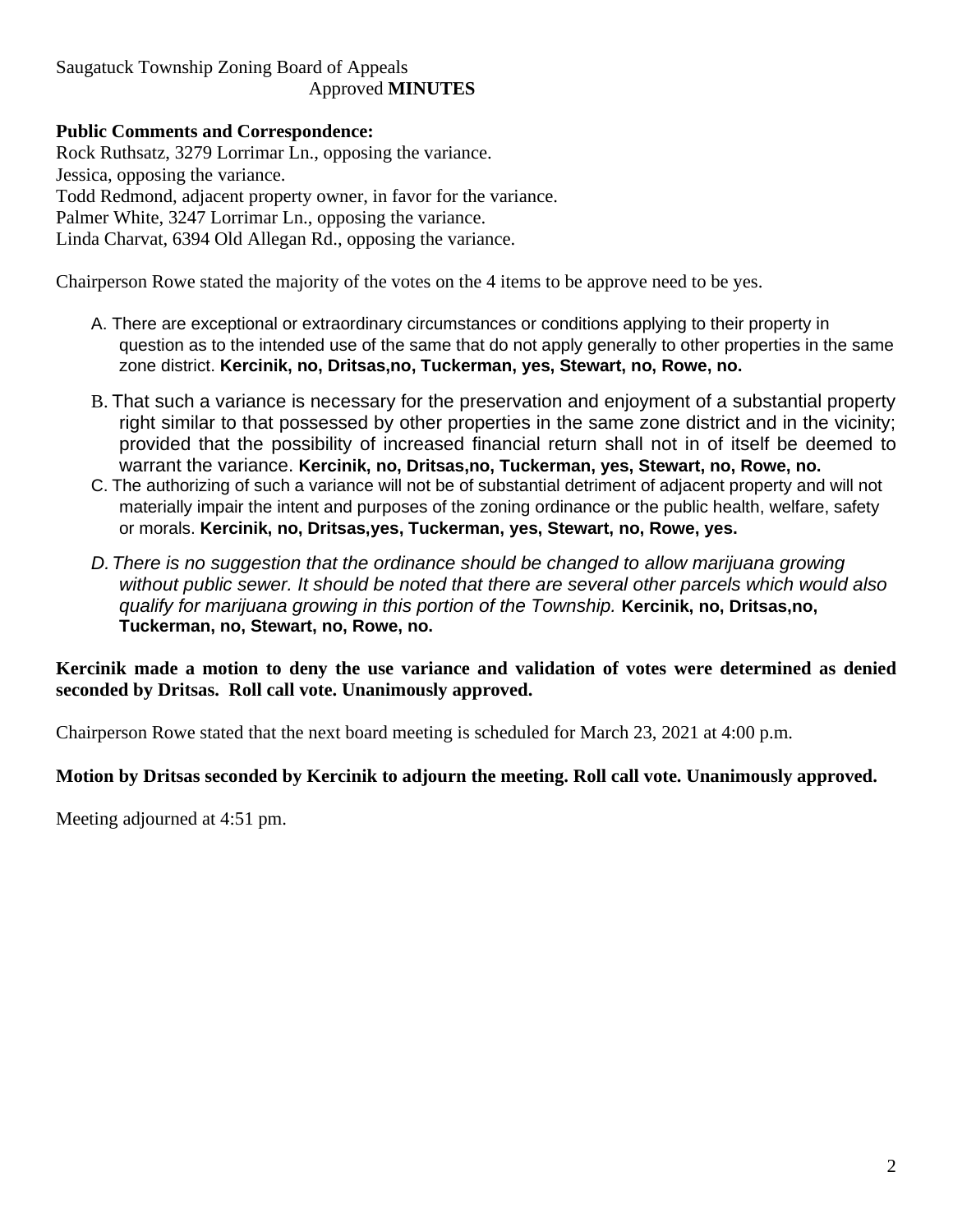Saugatuck Township Zoning Board of Appeals
Approved **MINUTES**

**Public Comments and Correspondence:**
Rock Ruthsatz, 3279 Lorrimar Ln., opposing the variance.
Jessica, opposing the variance.
Todd Redmond, adjacent property owner, in favor for the variance.
Palmer White, 3247 Lorrimar Ln., opposing the variance.
Linda Charvat, 6394 Old Allegan Rd., opposing the variance.

Chairperson Rowe stated the majority of the votes on the 4 items to be approve need to be yes.

A. There are exceptional or extraordinary circumstances or conditions applying to their property in question as to the intended use of the same that do not apply generally to other properties in the same zone district. **Kercinik, no, Dritsas,no, Tuckerman, yes, Stewart, no, Rowe, no.**

B. That such a variance is necessary for the preservation and enjoyment of a substantial property right similar to that possessed by other properties in the same zone district and in the vicinity; provided that the possibility of increased financial return shall not in of itself be deemed to warrant the variance. **Kercinik, no, Dritsas,no, Tuckerman, yes, Stewart, no, Rowe, no.**

C. The authorizing of such a variance will not be of substantial detriment of adjacent property and will not materially impair the intent and purposes of the zoning ordinance or the public health, welfare, safety or morals. **Kercinik, no, Dritsas,yes, Tuckerman, yes, Stewart, no, Rowe, yes.**

D. *There is no suggestion that the ordinance should be changed to allow marijuana growing without public sewer. It should be noted that there are several other parcels which would also qualify for marijuana growing in this portion of the Township.* **Kercinik, no, Dritsas,no, Tuckerman, no, Stewart, no, Rowe, no.**

**Kercinik made a motion to deny the use variance and validation of votes were determined as denied seconded by Dritsas. Roll call vote. Unanimously approved.**

Chairperson Rowe stated that the next board meeting is scheduled for March 23, 2021 at 4:00 p.m.

**Motion by Dritsas seconded by Kercinik to adjourn the meeting. Roll call vote. Unanimously approved.**

Meeting adjourned at 4:51 pm.